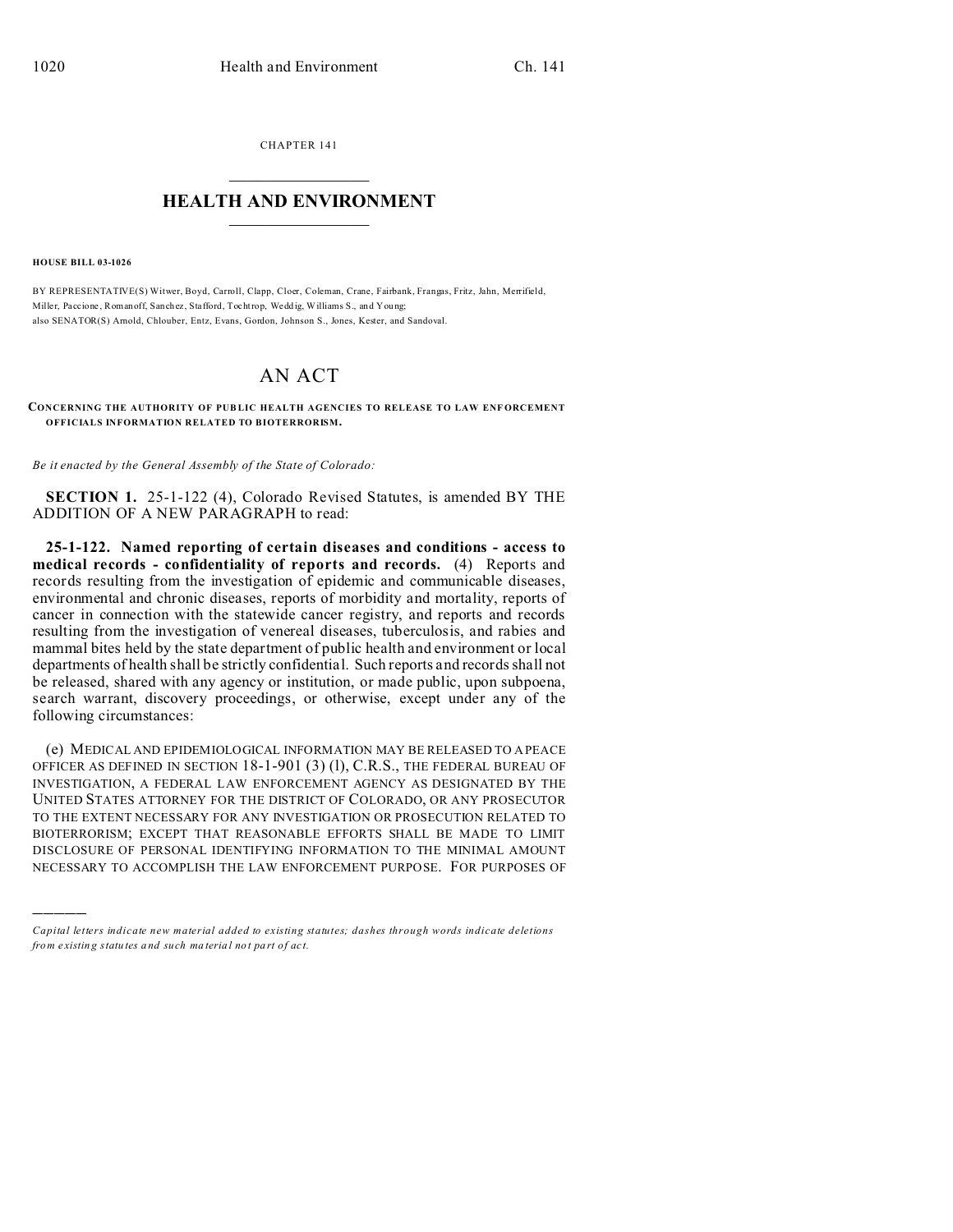CHAPTER 141

# HEALTH AND ENVIRONMENT

**HOUSE BILL 03-1026**

BY REPRESENTATIVE(S) Witwer, Boyd, Carroll, Clapp, Cloer, Coleman, Crane, Fairbank, Frangas, Fritz, Jahn, Merrifield, Miller, Paccione, Romanoff, Sanchez, Stafford, Tochtrop, Weddig, Williams S., and Young;
also SENATOR(S) Arnold, Chlouber, Entz, Evans, Gordon, Johnson S., Jones, Kester, and Sandoval.

# AN ACT

**CONCERNING THE AUTHORITY OF PUBLIC HEALTH AGENCIES TO RELEASE TO LAW ENFORCEMENT OFFICIALS INFORMATION RELATED TO BIOTERRORISM.**

*Be it enacted by the General Assembly of the State of Colorado:*

**SECTION 1.** 25-1-122 (4), Colorado Revised Statutes, is amended BY THE ADDITION OF A NEW PARAGRAPH to read:

**25-1-122. Named reporting of certain diseases and conditions - access to medical records - confidentiality of reports and records.** (4) Reports and records resulting from the investigation of epidemic and communicable diseases, environmental and chronic diseases, reports of morbidity and mortality, reports of cancer in connection with the statewide cancer registry, and reports and records resulting from the investigation of venereal diseases, tuberculosis, and rabies and mammal bites held by the state department of public health and environment or local departments of health shall be strictly confidential. Such reports and records shall not be released, shared with any agency or institution, or made public, upon subpoena, search warrant, discovery proceedings, or otherwise, except under any of the following circumstances:

(e) MEDICAL AND EPIDEMIOLOGICAL INFORMATION MAY BE RELEASED TO A PEACE OFFICER AS DEFINED IN SECTION 18-1-901 (3) (l), C.R.S., THE FEDERAL BUREAU OF INVESTIGATION, A FEDERAL LAW ENFORCEMENT AGENCY AS DESIGNATED BY THE UNITED STATES ATTORNEY FOR THE DISTRICT OF COLORADO, OR ANY PROSECUTOR TO THE EXTENT NECESSARY FOR ANY INVESTIGATION OR PROSECUTION RELATED TO BIOTERRORISM; EXCEPT THAT REASONABLE EFFORTS SHALL BE MADE TO LIMIT DISCLOSURE OF PERSONAL IDENTIFYING INFORMATION TO THE MINIMAL AMOUNT NECESSARY TO ACCOMPLISH THE LAW ENFORCEMENT PURPOSE. FOR PURPOSES OF

---

*Capital letters indicate new material added to existing statutes; dashes through words indicate deletions from existing statutes and such material not part of act.*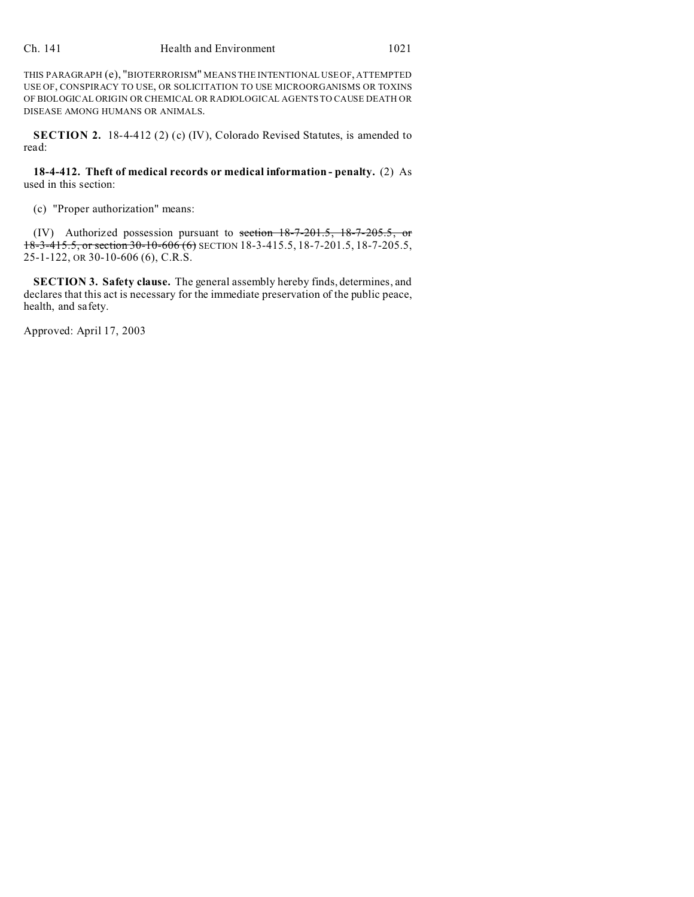THIS PARAGRAPH (e), "BIOTERRORISM" MEANS THE INTENTIONAL USE OF, ATTEMPTED USE OF, CONSPIRACY TO USE, OR SOLICITATION TO USE MICROORGANISMS OR TOXINS OF BIOLOGICAL ORIGIN OR CHEMICAL OR RADIOLOGICAL AGENTS TO CAUSE DEATH OR DISEASE AMONG HUMANS OR ANIMALS.

**SECTION 2.** 18-4-412 (2) (c) (IV), Colorado Revised Statutes, is amended to read:

**18-4-412. Theft of medical records or medical information - penalty.** (2) As used in this section:

(c) "Proper authorization" means:

(IV) Authorized possession pursuant to ~~section 18-7-201.5, 18-7-205.5, or 18-3-415.5, or section 30-10-606 (6)~~ SECTION 18-3-415.5, 18-7-201.5, 18-7-205.5, 25-1-122, OR 30-10-606 (6), C.R.S.

**SECTION 3. Safety clause.** The general assembly hereby finds, determines, and declares that this act is necessary for the immediate preservation of the public peace, health, and safety.

Approved: April 17, 2003